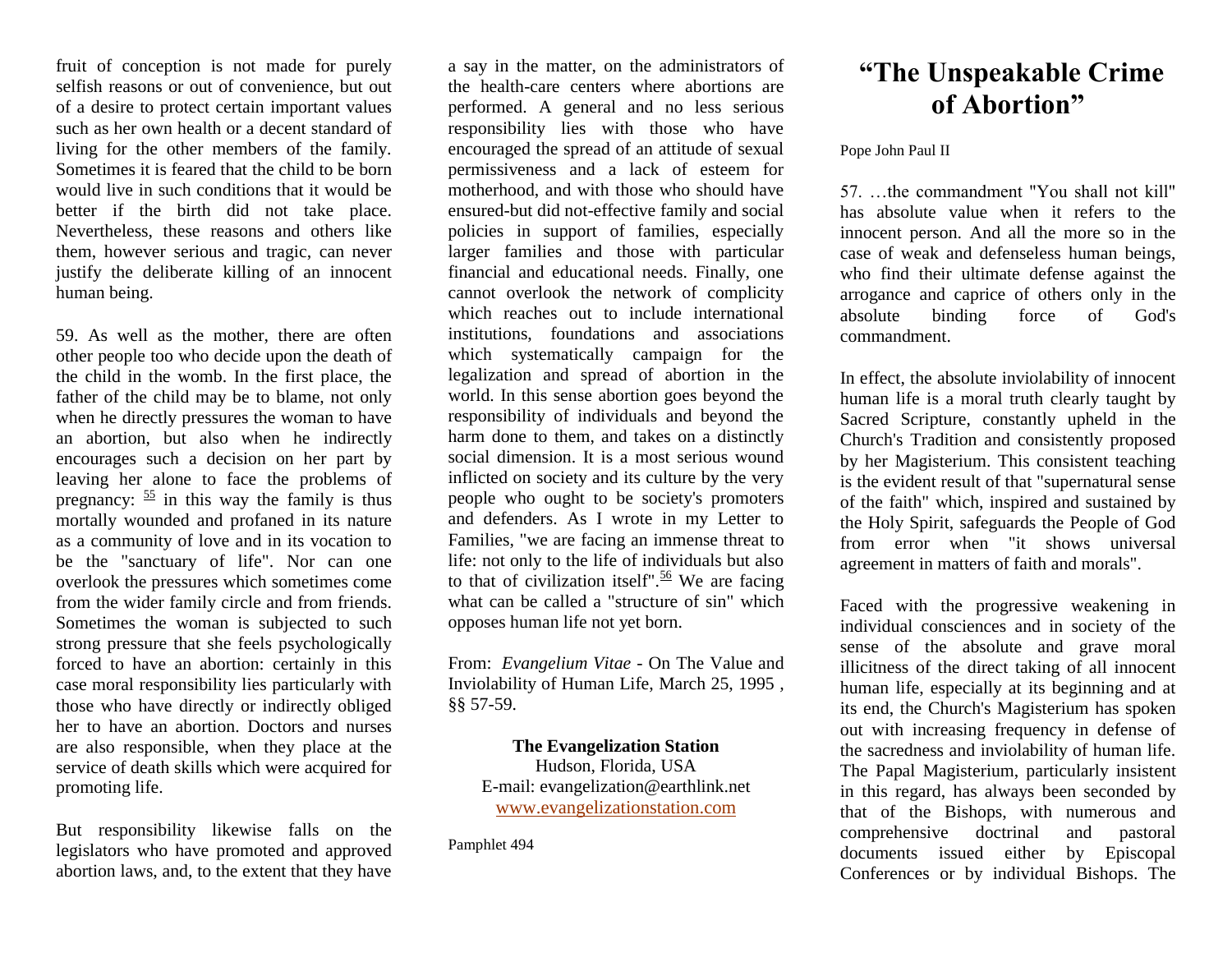fruit of conception is not made for purely selfish reasons or out of convenience, but out of a desire to protect certain important values such as her own health or a decent standard of living for the other members of the family. Sometimes it is feared that the child to be born would live in such conditions that it would be better if the birth did not take place. Nevertheless, these reasons and others like them, however serious and tragic, can never justify the deliberate killing of an innocent human being.

59. As well as the mother, there are often other people too who decide upon the death of the child in the womb. In the first place, the father of the child may be to blame, not only when he directly pressures the woman to have an abortion, but also when he indirectly encourages such a decision on her part by leaving her alone to face the problems of pregnancy: [55] in this way the family is thus mortally wounded and profaned in its nature as a community of love and in its vocation to be the "sanctuary of life". Nor can one overlook the pressures which sometimes come from the wider family circle and from friends. Sometimes the woman is subjected to such strong pressure that she feels psychologically forced to have an abortion: certainly in this case moral responsibility lies particularly with those who have directly or indirectly obliged her to have an abortion. Doctors and nurses are also responsible, when they place at the service of death skills which were acquired for promoting life.

But responsibility likewise falls on the legislators who have promoted and approved abortion laws, and, to the extent that they have a say in the matter, on the administrators of the health-care centers where abortions are performed. A general and no less serious responsibility lies with those who have encouraged the spread of an attitude of sexual permissiveness and a lack of esteem for motherhood, and with those who should have ensured-but did not-effective family and social policies in support of families, especially larger families and those with particular financial and educational needs. Finally, one cannot overlook the network of complicity which reaches out to include international institutions, foundations and associations which systematically campaign for the legalization and spread of abortion in the world. In this sense abortion goes beyond the responsibility of individuals and beyond the harm done to them, and takes on a distinctly social dimension. It is a most serious wound inflicted on society and its culture by the very people who ought to be society's promoters and defenders. As I wrote in my Letter to Families, "we are facing an immense threat to life: not only to the life of individuals but also to that of civilization itself".[56] We are facing what can be called a "structure of sin" which opposes human life not yet born.

From: *Evangelium Vitae* - On The Value and Inviolability of Human Life, March 25, 1995 , §§ 57-59.

**The Evangelization Station**
Hudson, Florida, USA
E-mail: evangelization@earthlink.net
www.evangelizationstation.com

Pamphlet 494

# "The Unspeakable Crime of Abortion"

Pope John Paul II

57. …the commandment "You shall not kill" has absolute value when it refers to the innocent person. And all the more so in the case of weak and defenseless human beings, who find their ultimate defense against the arrogance and caprice of others only in the absolute binding force of God's commandment.

In effect, the absolute inviolability of innocent human life is a moral truth clearly taught by Sacred Scripture, constantly upheld in the Church's Tradition and consistently proposed by her Magisterium. This consistent teaching is the evident result of that "supernatural sense of the faith" which, inspired and sustained by the Holy Spirit, safeguards the People of God from error when "it shows universal agreement in matters of faith and morals".

Faced with the progressive weakening in individual consciences and in society of the sense of the absolute and grave moral illicitness of the direct taking of all innocent human life, especially at its beginning and at its end, the Church's Magisterium has spoken out with increasing frequency in defense of the sacredness and inviolability of human life. The Papal Magisterium, particularly insistent in this regard, has always been seconded by that of the Bishops, with numerous and comprehensive doctrinal and pastoral documents issued either by Episcopal Conferences or by individual Bishops. The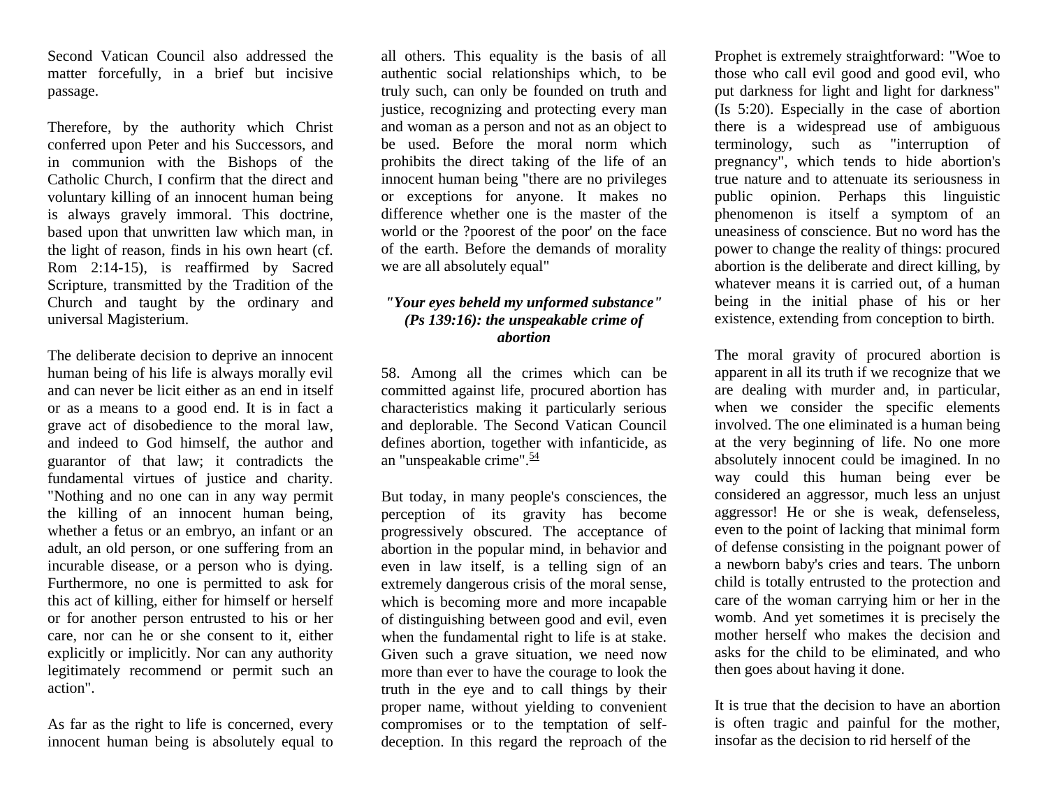Second Vatican Council also addressed the matter forcefully, in a brief but incisive passage.

Therefore, by the authority which Christ conferred upon Peter and his Successors, and in communion with the Bishops of the Catholic Church, I confirm that the direct and voluntary killing of an innocent human being is always gravely immoral. This doctrine, based upon that unwritten law which man, in the light of reason, finds in his own heart (cf. Rom 2:14-15), is reaffirmed by Sacred Scripture, transmitted by the Tradition of the Church and taught by the ordinary and universal Magisterium.

The deliberate decision to deprive an innocent human being of his life is always morally evil and can never be licit either as an end in itself or as a means to a good end. It is in fact a grave act of disobedience to the moral law, and indeed to God himself, the author and guarantor of that law; it contradicts the fundamental virtues of justice and charity. "Nothing and no one can in any way permit the killing of an innocent human being, whether a fetus or an embryo, an infant or an adult, an old person, or one suffering from an incurable disease, or a person who is dying. Furthermore, no one is permitted to ask for this act of killing, either for himself or herself or for another person entrusted to his or her care, nor can he or she consent to it, either explicitly or implicitly. Nor can any authority legitimately recommend or permit such an action".

As far as the right to life is concerned, every innocent human being is absolutely equal to all others. This equality is the basis of all authentic social relationships which, to be truly such, can only be founded on truth and justice, recognizing and protecting every man and woman as a person and not as an object to be used. Before the moral norm which prohibits the direct taking of the life of an innocent human being "there are no privileges or exceptions for anyone. It makes no difference whether one is the master of the world or the ?poorest of the poor' on the face of the earth. Before the demands of morality we are all absolutely equal"

### *"Your eyes beheld my unformed substance" (Ps 139:16): the unspeakable crime of abortion*

58. Among all the crimes which can be committed against life, procured abortion has characteristics making it particularly serious and deplorable. The Second Vatican Council defines abortion, together with infanticide, as an "unspeakable crime".[54]

But today, in many people's consciences, the perception of its gravity has become progressively obscured. The acceptance of abortion in the popular mind, in behavior and even in law itself, is a telling sign of an extremely dangerous crisis of the moral sense, which is becoming more and more incapable of distinguishing between good and evil, even when the fundamental right to life is at stake. Given such a grave situation, we need now more than ever to have the courage to look the truth in the eye and to call things by their proper name, without yielding to convenient compromises or to the temptation of self-deception. In this regard the reproach of the Prophet is extremely straightforward: "Woe to those who call evil good and good evil, who put darkness for light and light for darkness" (Is 5:20). Especially in the case of abortion there is a widespread use of ambiguous terminology, such as "interruption of pregnancy", which tends to hide abortion's true nature and to attenuate its seriousness in public opinion. Perhaps this linguistic phenomenon is itself a symptom of an uneasiness of conscience. But no word has the power to change the reality of things: procured abortion is the deliberate and direct killing, by whatever means it is carried out, of a human being in the initial phase of his or her existence, extending from conception to birth.

The moral gravity of procured abortion is apparent in all its truth if we recognize that we are dealing with murder and, in particular, when we consider the specific elements involved. The one eliminated is a human being at the very beginning of life. No one more absolutely innocent could be imagined. In no way could this human being ever be considered an aggressor, much less an unjust aggressor! He or she is weak, defenseless, even to the point of lacking that minimal form of defense consisting in the poignant power of a newborn baby's cries and tears. The unborn child is totally entrusted to the protection and care of the woman carrying him or her in the womb. And yet sometimes it is precisely the mother herself who makes the decision and asks for the child to be eliminated, and who then goes about having it done.

It is true that the decision to have an abortion is often tragic and painful for the mother, insofar as the decision to rid herself of the